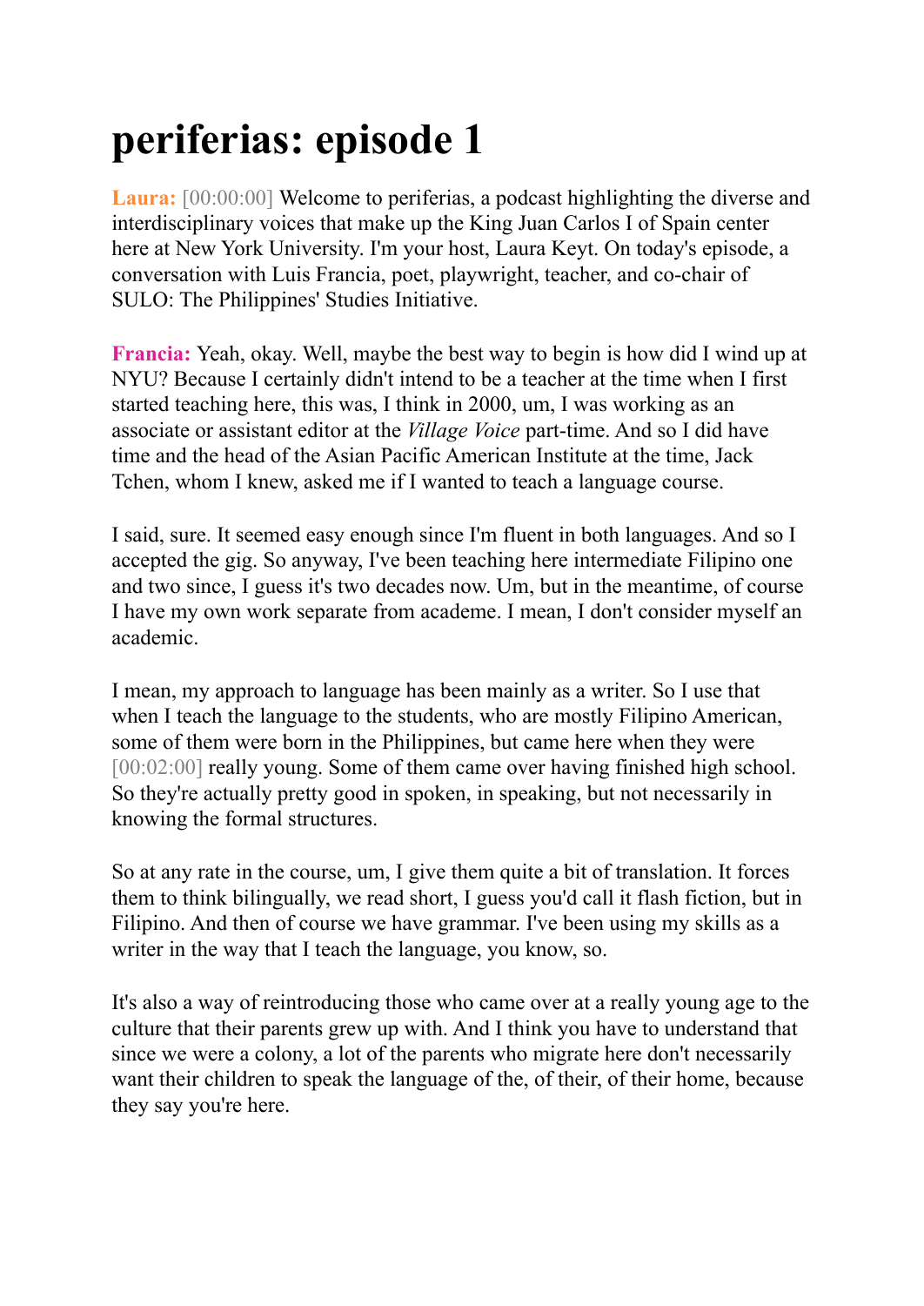# periferias: episode 1

**Laura:** [00:00:00] Welcome to periferias, a podcast highlighting the diverse and interdisciplinary voices that make up the King Juan Carlos I of Spain center here at New York University. I'm your host, Laura Keyt. On today's episode, a conversation with Luis Francia, poet, playwright, teacher, and co-chair of SULO: The Philippines' Studies Initiative.

**Francia:** Yeah, okay. Well, maybe the best way to begin is how did I wind up at NYU? Because I certainly didn't intend to be a teacher at the time when I first started teaching here, this was, I think in 2000, um, I was working as an associate or assistant editor at the *Village Voice* part-time. And so I did have time and the head of the Asian Pacific American Institute at the time, Jack Tchen, whom I knew, asked me if I wanted to teach a language course.

I said, sure. It seemed easy enough since I'm fluent in both languages. And so I accepted the gig. So anyway, I've been teaching here intermediate Filipino one and two since, I guess it's two decades now. Um, but in the meantime, of course I have my own work separate from academe. I mean, I don't consider myself an academic.

I mean, my approach to language has been mainly as a writer. So I use that when I teach the language to the students, who are mostly Filipino American, some of them were born in the Philippines, but came here when they were [00:02:00] really young. Some of them came over having finished high school. So they're actually pretty good in spoken, in speaking, but not necessarily in knowing the formal structures.

So at any rate in the course, um, I give them quite a bit of translation. It forces them to think bilingually, we read short, I guess you'd call it flash fiction, but in Filipino. And then of course we have grammar. I've been using my skills as a writer in the way that I teach the language, you know, so.

It's also a way of reintroducing those who came over at a really young age to the culture that their parents grew up with. And I think you have to understand that since we were a colony, a lot of the parents who migrate here don't necessarily want their children to speak the language of the, of their, of their home, because they say you're here.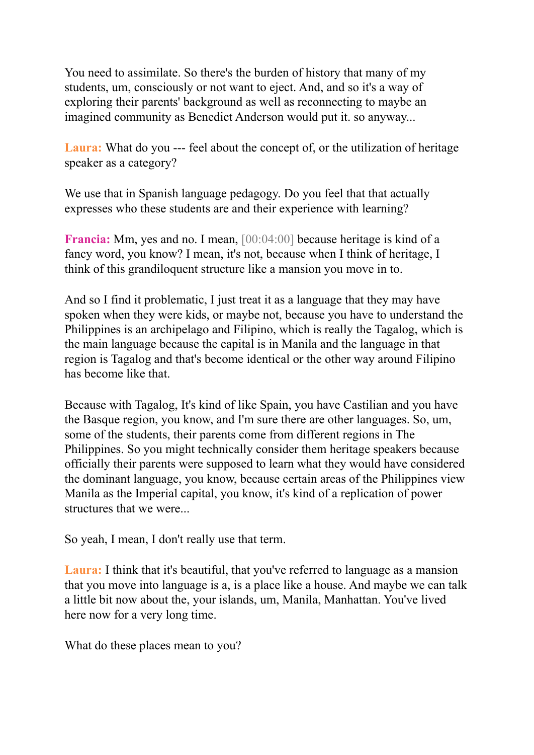You need to assimilate. So there's the burden of history that many of my students, um, consciously or not want to eject. And, and so it's a way of exploring their parents' background as well as reconnecting to maybe an imagined community as Benedict Anderson would put it. so anyway...

**Laura:** What do you --- feel about the concept of, or the utilization of heritage speaker as a category?

We use that in Spanish language pedagogy. Do you feel that that actually expresses who these students are and their experience with learning?

**Francia:** Mm, yes and no. I mean, [00:04:00] because heritage is kind of a fancy word, you know? I mean, it's not, because when I think of heritage, I think of this grandiloquent structure like a mansion you move in to.

And so I find it problematic, I just treat it as a language that they may have spoken when they were kids, or maybe not, because you have to understand the Philippines is an archipelago and Filipino, which is really the Tagalog, which is the main language because the capital is in Manila and the language in that region is Tagalog and that's become identical or the other way around Filipino has become like that.

Because with Tagalog, It's kind of like Spain, you have Castilian and you have the Basque region, you know, and I'm sure there are other languages. So, um, some of the students, their parents come from different regions in The Philippines. So you might technically consider them heritage speakers because officially their parents were supposed to learn what they would have considered the dominant language, you know, because certain areas of the Philippines view Manila as the Imperial capital, you know, it's kind of a replication of power structures that we were...

So yeah, I mean, I don't really use that term.

**Laura:** I think that it's beautiful, that you've referred to language as a mansion that you move into language is a, is a place like a house. And maybe we can talk a little bit now about the, your islands, um, Manila, Manhattan. You've lived here now for a very long time.

What do these places mean to you?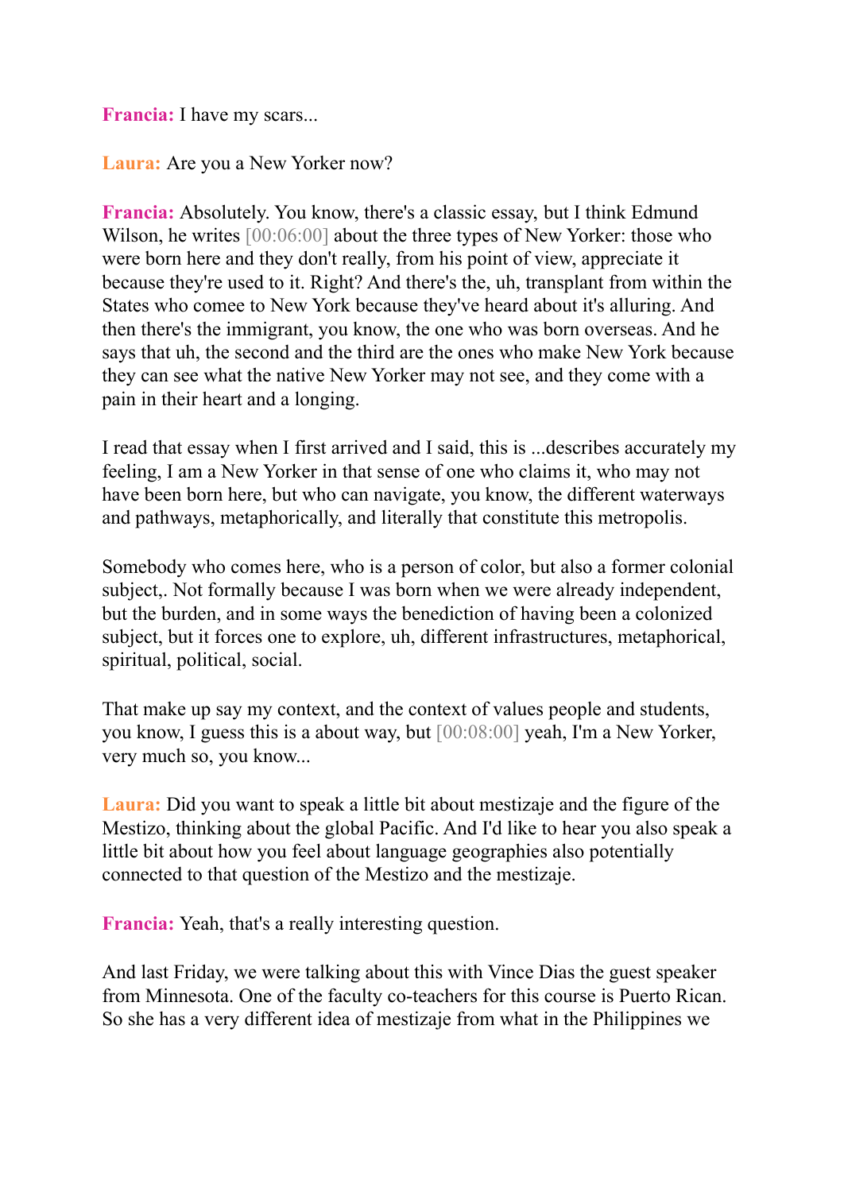**Francia:** I have my scars...

**Laura:** Are you a New Yorker now?

**Francia:** Absolutely. You know, there's a classic essay, but I think Edmund Wilson, he writes [00:06:00] about the three types of New Yorker: those who were born here and they don't really, from his point of view, appreciate it because they're used to it. Right? And there's the, uh, transplant from within the States who comee to New York because they've heard about it's alluring. And then there's the immigrant, you know, the one who was born overseas. And he says that uh, the second and the third are the ones who make New York because they can see what the native New Yorker may not see, and they come with a pain in their heart and a longing.

I read that essay when I first arrived and I said, this is ...describes accurately my feeling, I am a New Yorker in that sense of one who claims it, who may not have been born here, but who can navigate, you know, the different waterways and pathways, metaphorically, and literally that constitute this metropolis.

Somebody who comes here, who is a person of color, but also a former colonial subject,. Not formally because I was born when we were already independent, but the burden, and in some ways the benediction of having been a colonized subject, but it forces one to explore, uh, different infrastructures, metaphorical, spiritual, political, social.

That make up say my context, and the context of values people and students, you know, I guess this is a about way, but [00:08:00] yeah, I'm a New Yorker, very much so, you know...

**Laura:** Did you want to speak a little bit about mestizaje and the figure of the Mestizo, thinking about the global Pacific. And I'd like to hear you also speak a little bit about how you feel about language geographies also potentially connected to that question of the Mestizo and the mestizaje.

**Francia:** Yeah, that's a really interesting question.

And last Friday, we were talking about this with Vince Dias the guest speaker from Minnesota. One of the faculty co-teachers for this course is Puerto Rican. So she has a very different idea of mestizaje from what in the Philippines we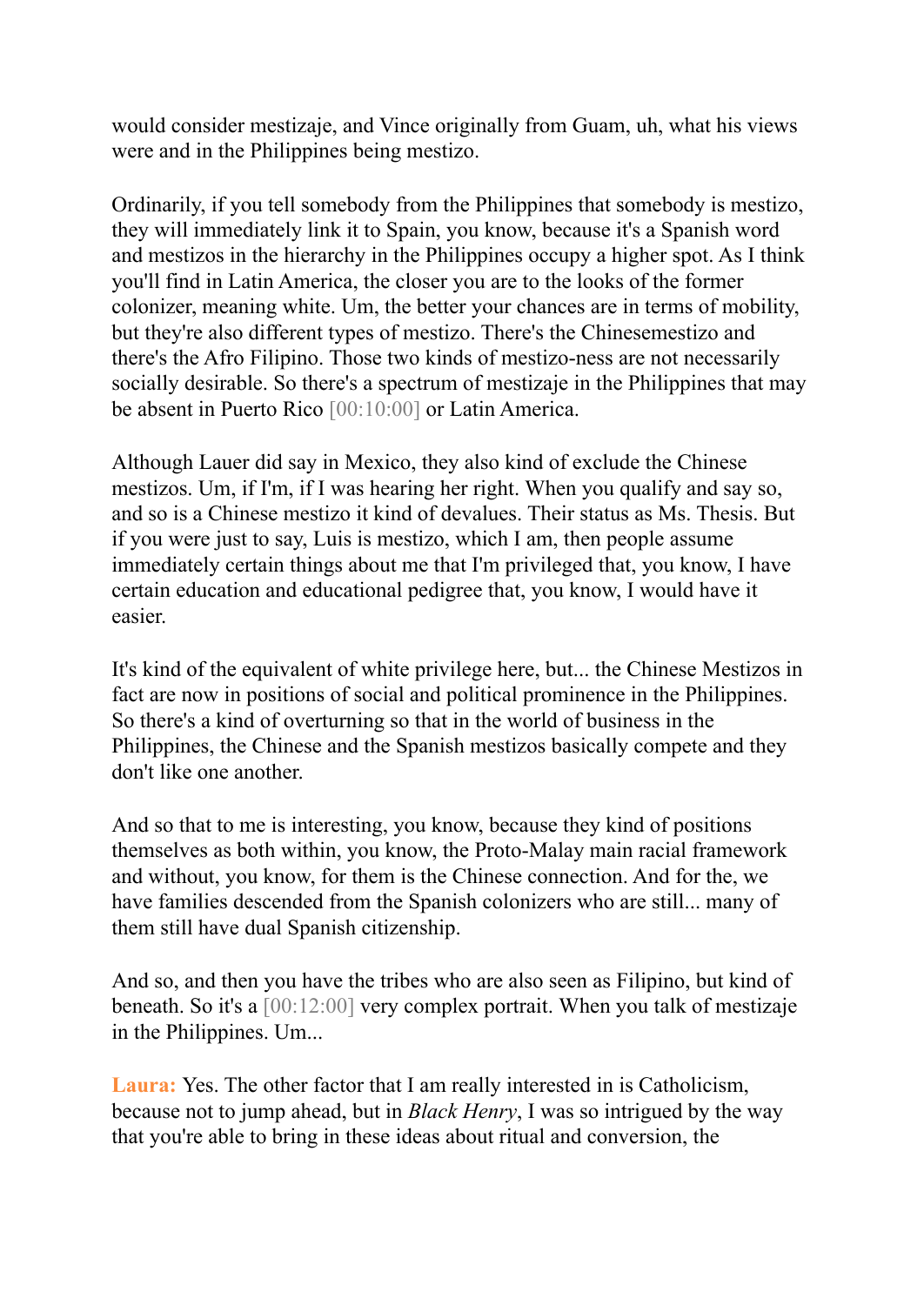would consider mestizaje, and Vince originally from Guam, uh, what his views were and in the Philippines being mestizo.

Ordinarily, if you tell somebody from the Philippines that somebody is mestizo, they will immediately link it to Spain, you know, because it's a Spanish word and mestizos in the hierarchy in the Philippines occupy a higher spot. As I think you'll find in Latin America, the closer you are to the looks of the former colonizer, meaning white. Um, the better your chances are in terms of mobility, but they're also different types of mestizo. There's the Chinesemestizo and there's the Afro Filipino. Those two kinds of mestizo-ness are not necessarily socially desirable. So there's a spectrum of mestizaje in the Philippines that may be absent in Puerto Rico [00:10:00] or Latin America.

Although Lauer did say in Mexico, they also kind of exclude the Chinese mestizos. Um, if I'm, if I was hearing her right. When you qualify and say so, and so is a Chinese mestizo it kind of devalues. Their status as Ms. Thesis. But if you were just to say, Luis is mestizo, which I am, then people assume immediately certain things about me that I'm privileged that, you know, I have certain education and educational pedigree that, you know, I would have it easier.

It's kind of the equivalent of white privilege here, but... the Chinese Mestizos in fact are now in positions of social and political prominence in the Philippines. So there's a kind of overturning so that in the world of business in the Philippines, the Chinese and the Spanish mestizos basically compete and they don't like one another.

And so that to me is interesting, you know, because they kind of positions themselves as both within, you know, the Proto-Malay main racial framework and without, you know, for them is the Chinese connection. And for the, we have families descended from the Spanish colonizers who are still... many of them still have dual Spanish citizenship.

And so, and then you have the tribes who are also seen as Filipino, but kind of beneath. So it's a [00:12:00] very complex portrait. When you talk of mestizaje in the Philippines. Um...

**Laura:** Yes. The other factor that I am really interested in is Catholicism, because not to jump ahead, but in *Black Henry*, I was so intrigued by the way that you're able to bring in these ideas about ritual and conversion, the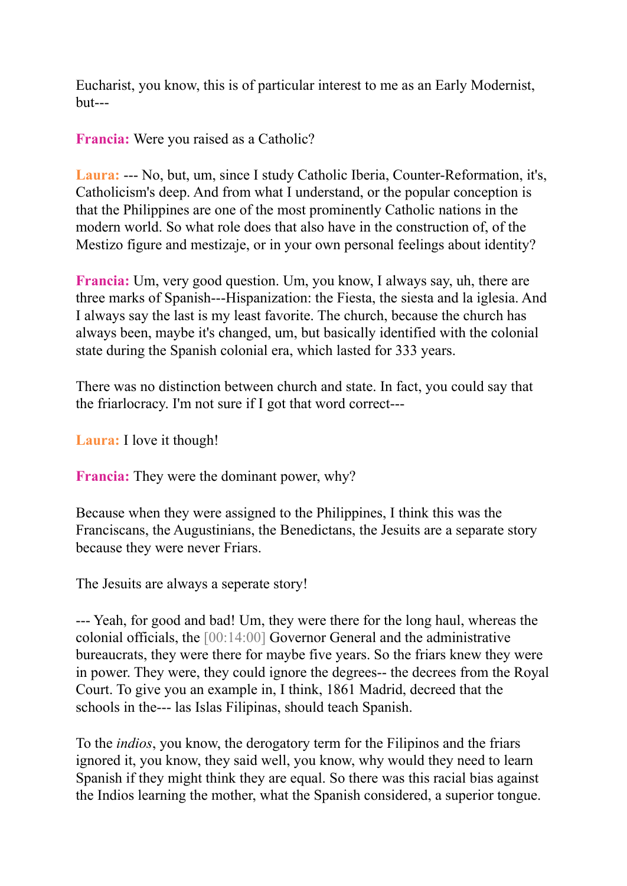Eucharist, you know, this is of particular interest to me as an Early Modernist, but---

**Francia:** Were you raised as a Catholic?

**Laura:** --- No, but, um, since I study Catholic Iberia, Counter-Reformation, it's, Catholicism's deep. And from what I understand, or the popular conception is that the Philippines are one of the most prominently Catholic nations in the modern world. So what role does that also have in the construction of, of the Mestizo figure and mestizaje, or in your own personal feelings about identity?

**Francia:** Um, very good question. Um, you know, I always say, uh, there are three marks of Spanish---Hispanization: the Fiesta, the siesta and la iglesia. And I always say the last is my least favorite. The church, because the church has always been, maybe it's changed, um, but basically identified with the colonial state during the Spanish colonial era, which lasted for 333 years.

There was no distinction between church and state. In fact, you could say that the friarlocracy. I'm not sure if I got that word correct---

**Laura:** I love it though!

**Francia:** They were the dominant power, why?

Because when they were assigned to the Philippines, I think this was the Franciscans, the Augustinians, the Benedictans, the Jesuits are a separate story because they were never Friars.

The Jesuits are always a seperate story!

--- Yeah, for good and bad! Um, they were there for the long haul, whereas the colonial officials, the [00:14:00] Governor General and the administrative bureaucrats, they were there for maybe five years. So the friars knew they were in power. They were, they could ignore the degrees-- the decrees from the Royal Court. To give you an example in, I think, 1861 Madrid, decreed that the schools in the--- las Islas Filipinas, should teach Spanish.

To the *indios*, you know, the derogatory term for the Filipinos and the friars ignored it, you know, they said well, you know, why would they need to learn Spanish if they might think they are equal. So there was this racial bias against the Indios learning the mother, what the Spanish considered, a superior tongue.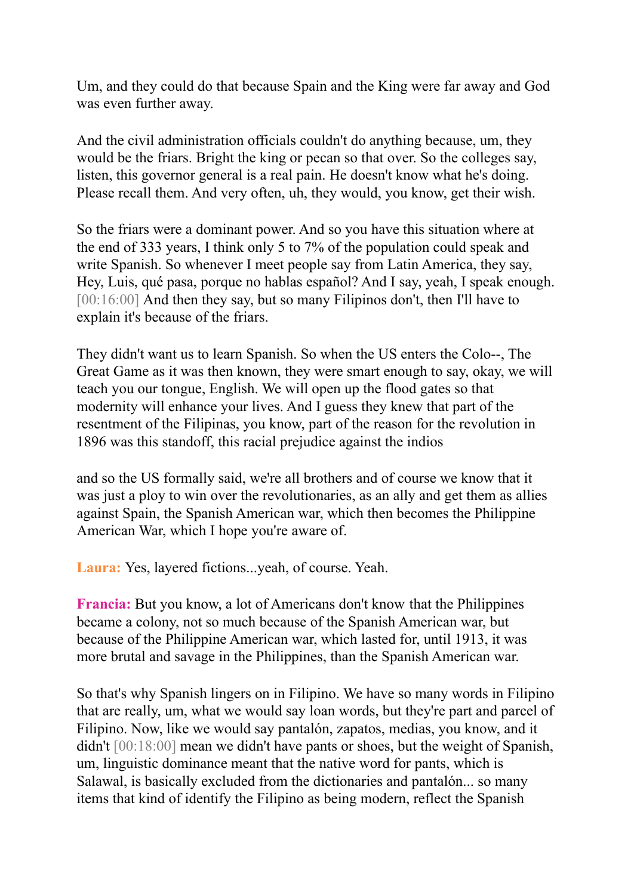Um, and they could do that because Spain and the King were far away and God was even further away.

And the civil administration officials couldn't do anything because, um, they would be the friars. Bright the king or pecan so that over. So the colleges say, listen, this governor general is a real pain. He doesn't know what he's doing. Please recall them. And very often, uh, they would, you know, get their wish.

So the friars were a dominant power. And so you have this situation where at the end of 333 years, I think only 5 to 7% of the population could speak and write Spanish. So whenever I meet people say from Latin America, they say, Hey, Luis, qué pasa, porque no hablas español? And I say, yeah, I speak enough. [00:16:00] And then they say, but so many Filipinos don't, then I'll have to explain it's because of the friars.

They didn't want us to learn Spanish. So when the US enters the Colo--, The Great Game as it was then known, they were smart enough to say, okay, we will teach you our tongue, English. We will open up the flood gates so that modernity will enhance your lives. And I guess they knew that part of the resentment of the Filipinas, you know, part of the reason for the revolution in 1896 was this standoff, this racial prejudice against the indios

and so the US formally said, we're all brothers and of course we know that it was just a ploy to win over the revolutionaries, as an ally and get them as allies against Spain, the Spanish American war, which then becomes the Philippine American War, which I hope you're aware of.

**Laura:** Yes, layered fictions...yeah, of course. Yeah.

**Francia:** But you know, a lot of Americans don't know that the Philippines became a colony, not so much because of the Spanish American war, but because of the Philippine American war, which lasted for, until 1913, it was more brutal and savage in the Philippines, than the Spanish American war.

So that's why Spanish lingers on in Filipino. We have so many words in Filipino that are really, um, what we would say loan words, but they're part and parcel of Filipino. Now, like we would say pantalón, zapatos, medias, you know, and it didn't [00:18:00] mean we didn't have pants or shoes, but the weight of Spanish, um, linguistic dominance meant that the native word for pants, which is Salawal, is basically excluded from the dictionaries and pantalón... so many items that kind of identify the Filipino as being modern, reflect the Spanish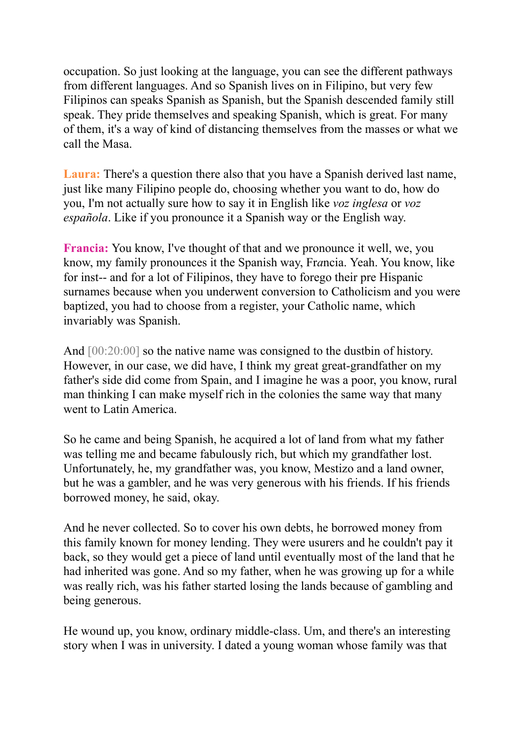occupation. So just looking at the language, you can see the different pathways from different languages. And so Spanish lives on in Filipino, but very few Filipinos can speaks Spanish as Spanish, but the Spanish descended family still speak. They pride themselves and speaking Spanish, which is great. For many of them, it's a way of kind of distancing themselves from the masses or what we call the Masa.

**Laura:** There's a question there also that you have a Spanish derived last name, just like many Filipino people do, choosing whether you want to do, how do you, I'm not actually sure how to say it in English like *voz inglesa* or *voz española*. Like if you pronounce it a Spanish way or the English way.

**Francia:** You know, I've thought of that and we pronounce it well, we, you know, my family pronounces it the Spanish way, Fr*a*ncia. Yeah. You know, like for inst-- and for a lot of Filipinos, they have to forego their pre Hispanic surnames because when you underwent conversion to Catholicism and you were baptized, you had to choose from a register, your Catholic name, which invariably was Spanish.

And [00:20:00] so the native name was consigned to the dustbin of history. However, in our case, we did have, I think my great great-grandfather on my father's side did come from Spain, and I imagine he was a poor, you know, rural man thinking I can make myself rich in the colonies the same way that many went to Latin America.

So he came and being Spanish, he acquired a lot of land from what my father was telling me and became fabulously rich, but which my grandfather lost. Unfortunately, he, my grandfather was, you know, Mestizo and a land owner, but he was a gambler, and he was very generous with his friends. If his friends borrowed money, he said, okay.

And he never collected. So to cover his own debts, he borrowed money from this family known for money lending. They were usurers and he couldn't pay it back, so they would get a piece of land until eventually most of the land that he had inherited was gone. And so my father, when he was growing up for a while was really rich, was his father started losing the lands because of gambling and being generous.

He wound up, you know, ordinary middle-class. Um, and there's an interesting story when I was in university. I dated a young woman whose family was that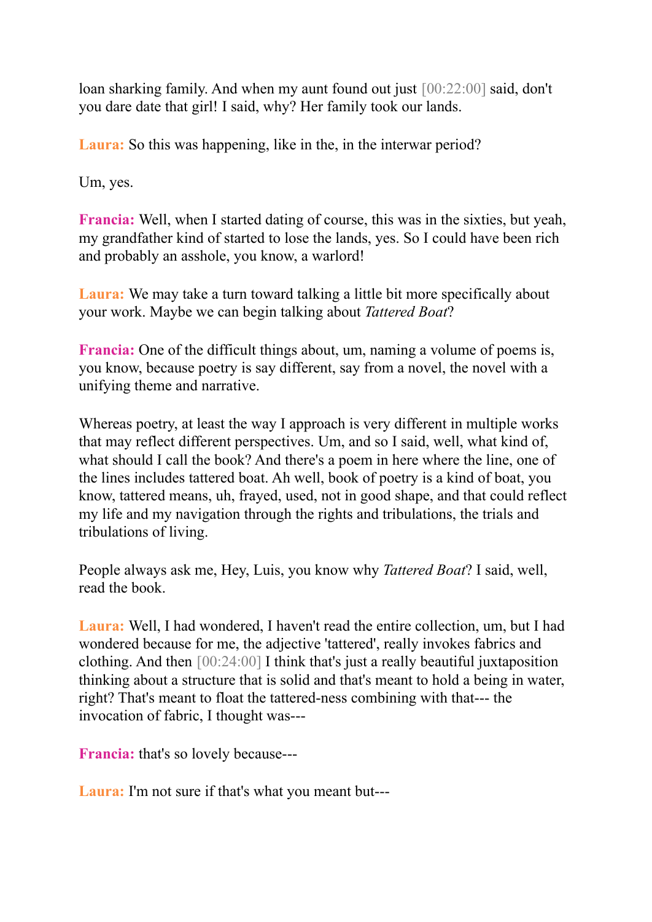loan sharking family. And when my aunt found out just [00:22:00] said, don't you dare date that girl! I said, why? Her family took our lands.

**Laura:** So this was happening, like in the, in the interwar period?

Um, yes.

**Francia:** Well, when I started dating of course, this was in the sixties, but yeah, my grandfather kind of started to lose the lands, yes. So I could have been rich and probably an asshole, you know, a warlord!

**Laura:** We may take a turn toward talking a little bit more specifically about your work. Maybe we can begin talking about *Tattered Boat*?

**Francia:** One of the difficult things about, um, naming a volume of poems is, you know, because poetry is say different, say from a novel, the novel with a unifying theme and narrative.

Whereas poetry, at least the way I approach is very different in multiple works that may reflect different perspectives. Um, and so I said, well, what kind of, what should I call the book? And there's a poem in here where the line, one of the lines includes tattered boat. Ah well, book of poetry is a kind of boat, you know, tattered means, uh, frayed, used, not in good shape, and that could reflect my life and my navigation through the rights and tribulations, the trials and tribulations of living.

People always ask me, Hey, Luis, you know why *Tattered Boat*? I said, well, read the book.

**Laura:** Well, I had wondered, I haven't read the entire collection, um, but I had wondered because for me, the adjective 'tattered', really invokes fabrics and clothing. And then [00:24:00] I think that's just a really beautiful juxtaposition thinking about a structure that is solid and that's meant to hold a being in water, right? That's meant to float the tattered-ness combining with that--- the invocation of fabric, I thought was---

**Francia:** that's so lovely because---

**Laura:** I'm not sure if that's what you meant but---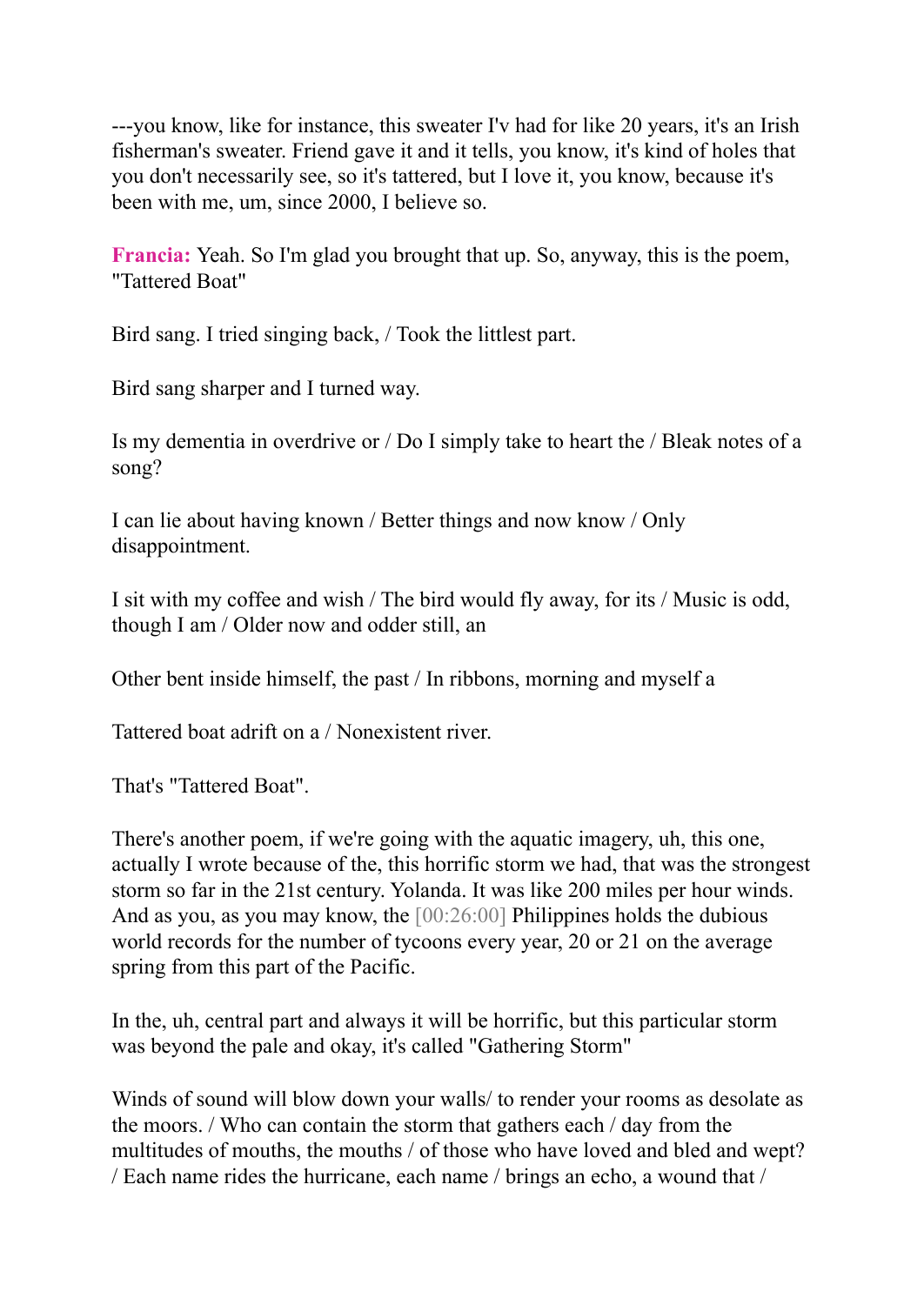---you know, like for instance, this sweater I'v had for like 20 years, it's an Irish fisherman's sweater. Friend gave it and it tells, you know, it's kind of holes that you don't necessarily see, so it's tattered, but I love it, you know, because it's been with me, um, since 2000, I believe so.

**Francia:** Yeah. So I'm glad you brought that up. So, anyway, this is the poem, "Tattered Boat"

Bird sang. I tried singing back, / Took the littlest part.

Bird sang sharper and I turned way.

Is my dementia in overdrive or / Do I simply take to heart the / Bleak notes of a song?

I can lie about having known / Better things and now know / Only disappointment.

I sit with my coffee and wish / The bird would fly away, for its / Music is odd, though I am / Older now and odder still, an

Other bent inside himself, the past / In ribbons, morning and myself a

Tattered boat adrift on a / Nonexistent river.

That's "Tattered Boat".

There's another poem, if we're going with the aquatic imagery, uh, this one, actually I wrote because of the, this horrific storm we had, that was the strongest storm so far in the 21st century. Yolanda. It was like 200 miles per hour winds. And as you, as you may know, the [00:26:00] Philippines holds the dubious world records for the number of tycoons every year, 20 or 21 on the average spring from this part of the Pacific.

In the, uh, central part and always it will be horrific, but this particular storm was beyond the pale and okay, it's called "Gathering Storm"

Winds of sound will blow down your walls/ to render your rooms as desolate as the moors. / Who can contain the storm that gathers each / day from the multitudes of mouths, the mouths / of those who have loved and bled and wept? / Each name rides the hurricane, each name / brings an echo, a wound that /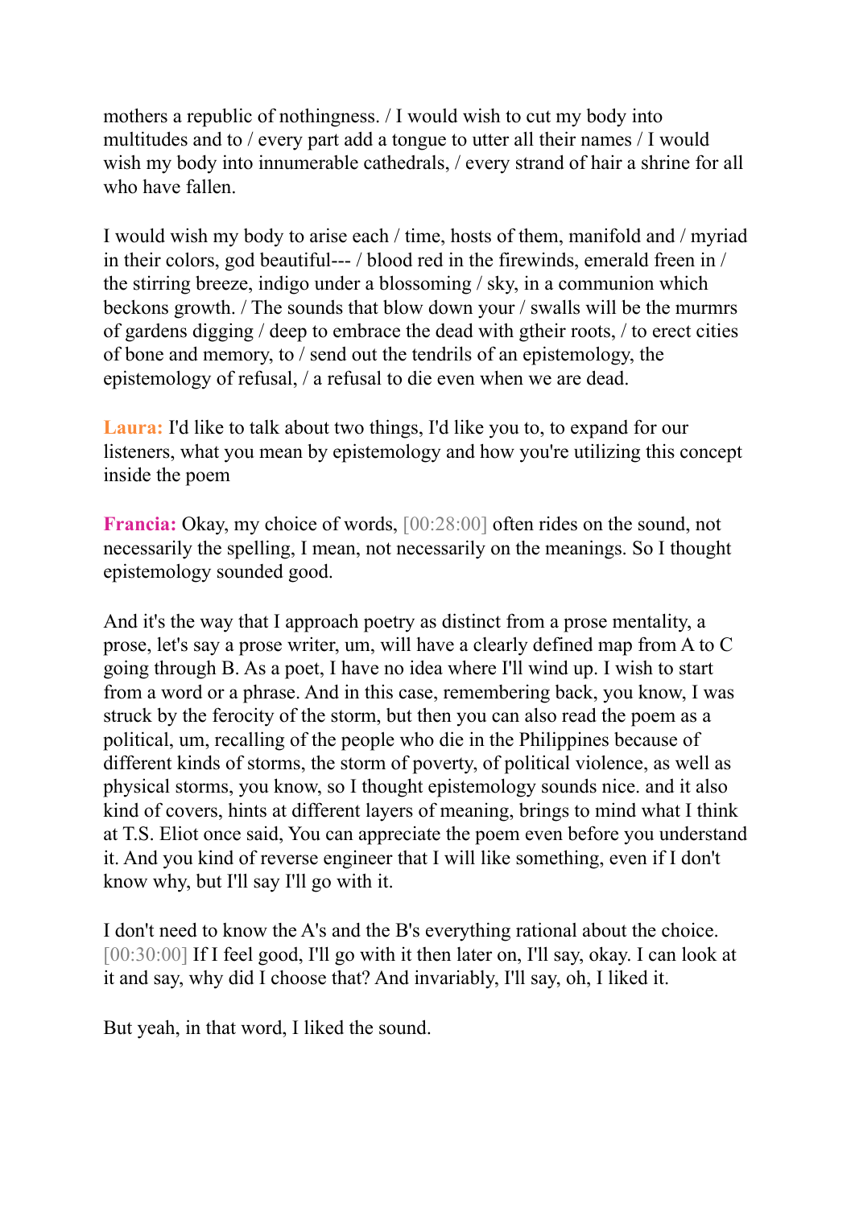mothers a republic of nothingness. / I would wish to cut my body into multitudes and to / every part add a tongue to utter all their names / I would wish my body into innumerable cathedrals, / every strand of hair a shrine for all who have fallen.

I would wish my body to arise each / time, hosts of them, manifold and / myriad in their colors, god beautiful--- / blood red in the firewinds, emerald freen in / the stirring breeze, indigo under a blossoming / sky, in a communion which beckons growth. / The sounds that blow down your / swalls will be the murmrs of gardens digging / deep to embrace the dead with gtheir roots, / to erect cities of bone and memory, to / send out the tendrils of an epistemology, the epistemology of refusal, / a refusal to die even when we are dead.

**Laura:** I'd like to talk about two things, I'd like you to, to expand for our listeners, what you mean by epistemology and how you're utilizing this concept inside the poem

**Francia:** Okay, my choice of words, [00:28:00] often rides on the sound, not necessarily the spelling, I mean, not necessarily on the meanings. So I thought epistemology sounded good.

And it's the way that I approach poetry as distinct from a prose mentality, a prose, let's say a prose writer, um, will have a clearly defined map from A to C going through B. As a poet, I have no idea where I'll wind up. I wish to start from a word or a phrase. And in this case, remembering back, you know, I was struck by the ferocity of the storm, but then you can also read the poem as a political, um, recalling of the people who die in the Philippines because of different kinds of storms, the storm of poverty, of political violence, as well as physical storms, you know, so I thought epistemology sounds nice. and it also kind of covers, hints at different layers of meaning, brings to mind what I think at T.S. Eliot once said, You can appreciate the poem even before you understand it. And you kind of reverse engineer that I will like something, even if I don't know why, but I'll say I'll go with it.

I don't need to know the A's and the B's everything rational about the choice. [00:30:00] If I feel good, I'll go with it then later on, I'll say, okay. I can look at it and say, why did I choose that? And invariably, I'll say, oh, I liked it.

But yeah, in that word, I liked the sound.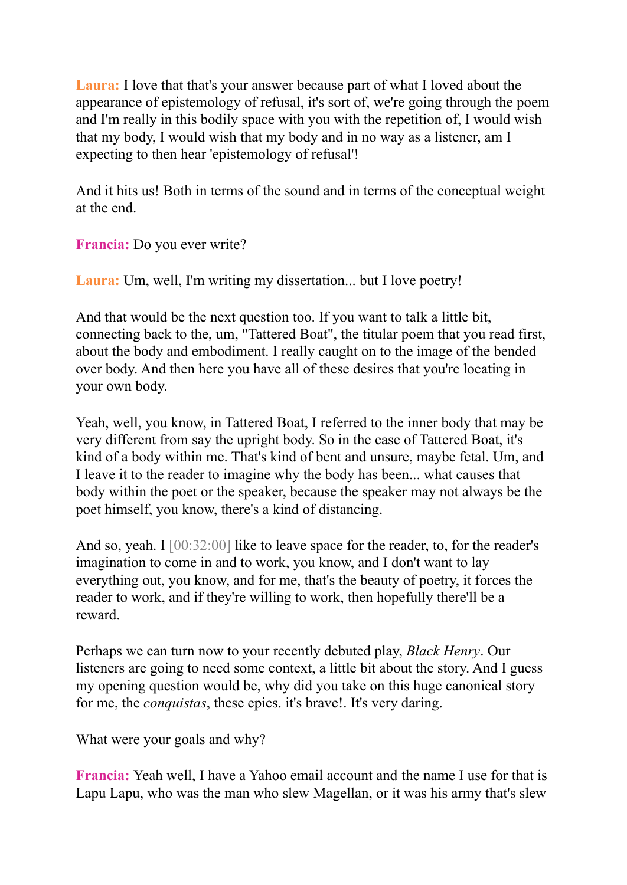**Laura:** I love that that's your answer because part of what I loved about the appearance of epistemology of refusal, it's sort of, we're going through the poem and I'm really in this bodily space with you with the repetition of, I would wish that my body, I would wish that my body and in no way as a listener, am I expecting to then hear 'epistemology of refusal'!

And it hits us! Both in terms of the sound and in terms of the conceptual weight at the end.

**Francia:** Do you ever write?

**Laura:** Um, well, I'm writing my dissertation... but I love poetry!

And that would be the next question too. If you want to talk a little bit, connecting back to the, um, "Tattered Boat", the titular poem that you read first, about the body and embodiment. I really caught on to the image of the bended over body. And then here you have all of these desires that you're locating in your own body.

Yeah, well, you know, in Tattered Boat, I referred to the inner body that may be very different from say the upright body. So in the case of Tattered Boat, it's kind of a body within me. That's kind of bent and unsure, maybe fetal. Um, and I leave it to the reader to imagine why the body has been... what causes that body within the poet or the speaker, because the speaker may not always be the poet himself, you know, there's a kind of distancing.

And so, yeah. I [00:32:00] like to leave space for the reader, to, for the reader's imagination to come in and to work, you know, and I don't want to lay everything out, you know, and for me, that's the beauty of poetry, it forces the reader to work, and if they're willing to work, then hopefully there'll be a reward.

Perhaps we can turn now to your recently debuted play, *Black Henry*. Our listeners are going to need some context, a little bit about the story. And I guess my opening question would be, why did you take on this huge canonical story for me, the *conquistas*, these epics. it's brave!. It's very daring.

What were your goals and why?

**Francia:** Yeah well, I have a Yahoo email account and the name I use for that is Lapu Lapu, who was the man who slew Magellan, or it was his army that's slew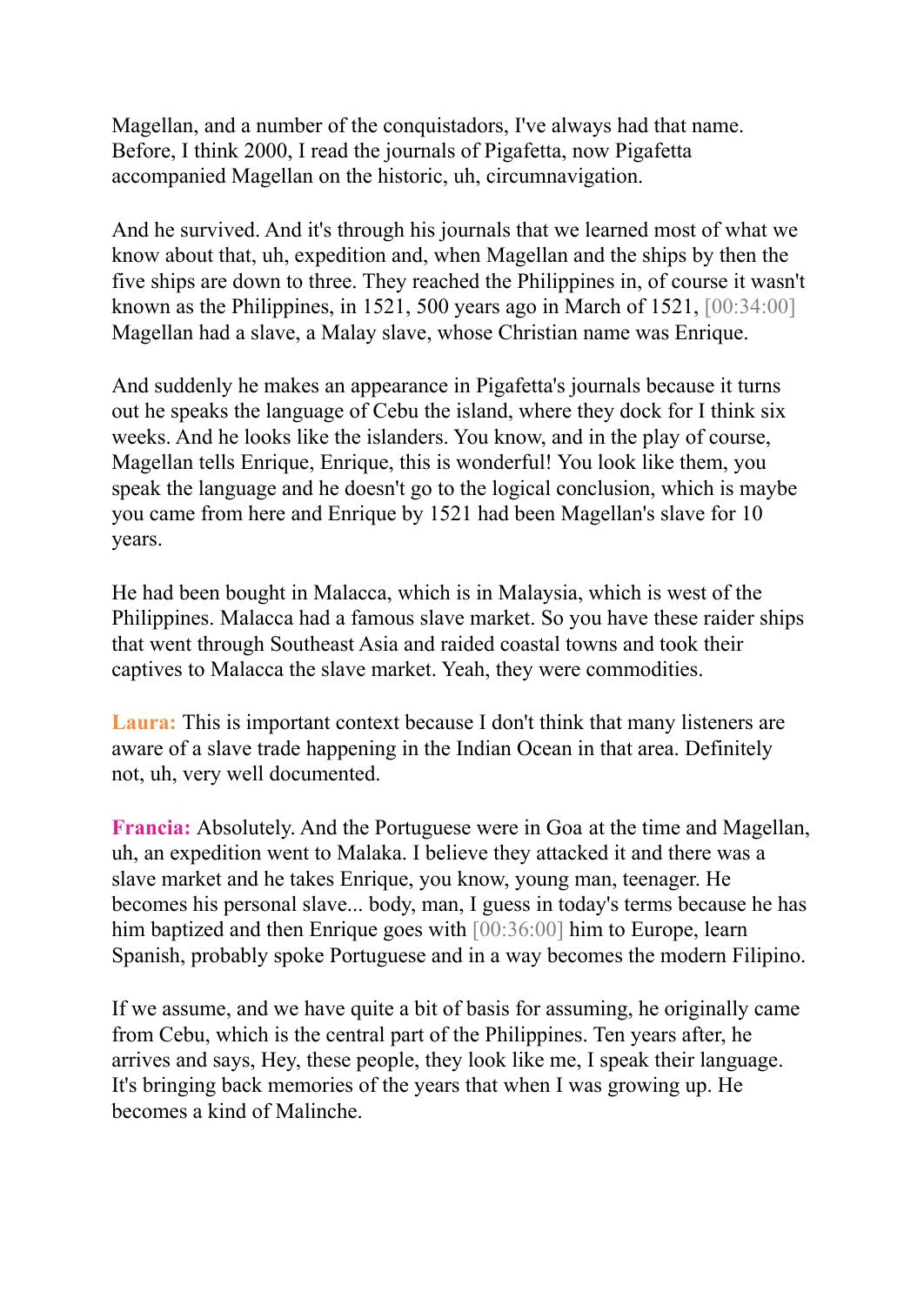Magellan, and a number of the conquistadors, I've always had that name. Before, I think 2000, I read the journals of Pigafetta, now Pigafetta accompanied Magellan on the historic, uh, circumnavigation.

And he survived. And it's through his journals that we learned most of what we know about that, uh, expedition and, when Magellan and the ships by then the five ships are down to three. They reached the Philippines in, of course it wasn't known as the Philippines, in 1521, 500 years ago in March of 1521, [00:34:00] Magellan had a slave, a Malay slave, whose Christian name was Enrique.

And suddenly he makes an appearance in Pigafetta's journals because it turns out he speaks the language of Cebu the island, where they dock for I think six weeks. And he looks like the islanders. You know, and in the play of course, Magellan tells Enrique, Enrique, this is wonderful! You look like them, you speak the language and he doesn't go to the logical conclusion, which is maybe you came from here and Enrique by 1521 had been Magellan's slave for 10 years.

He had been bought in Malacca, which is in Malaysia, which is west of the Philippines. Malacca had a famous slave market. So you have these raider ships that went through Southeast Asia and raided coastal towns and took their captives to Malacca the slave market. Yeah, they were commodities.

**Laura:** This is important context because I don't think that many listeners are aware of a slave trade happening in the Indian Ocean in that area. Definitely not, uh, very well documented.

**Francia:** Absolutely. And the Portuguese were in Goa at the time and Magellan, uh, an expedition went to Malaka. I believe they attacked it and there was a slave market and he takes Enrique, you know, young man, teenager. He becomes his personal slave... body, man, I guess in today's terms because he has him baptized and then Enrique goes with [00:36:00] him to Europe, learn Spanish, probably spoke Portuguese and in a way becomes the modern Filipino.

If we assume, and we have quite a bit of basis for assuming, he originally came from Cebu, which is the central part of the Philippines. Ten years after, he arrives and says, Hey, these people, they look like me, I speak their language. It's bringing back memories of the years that when I was growing up. He becomes a kind of Malinche.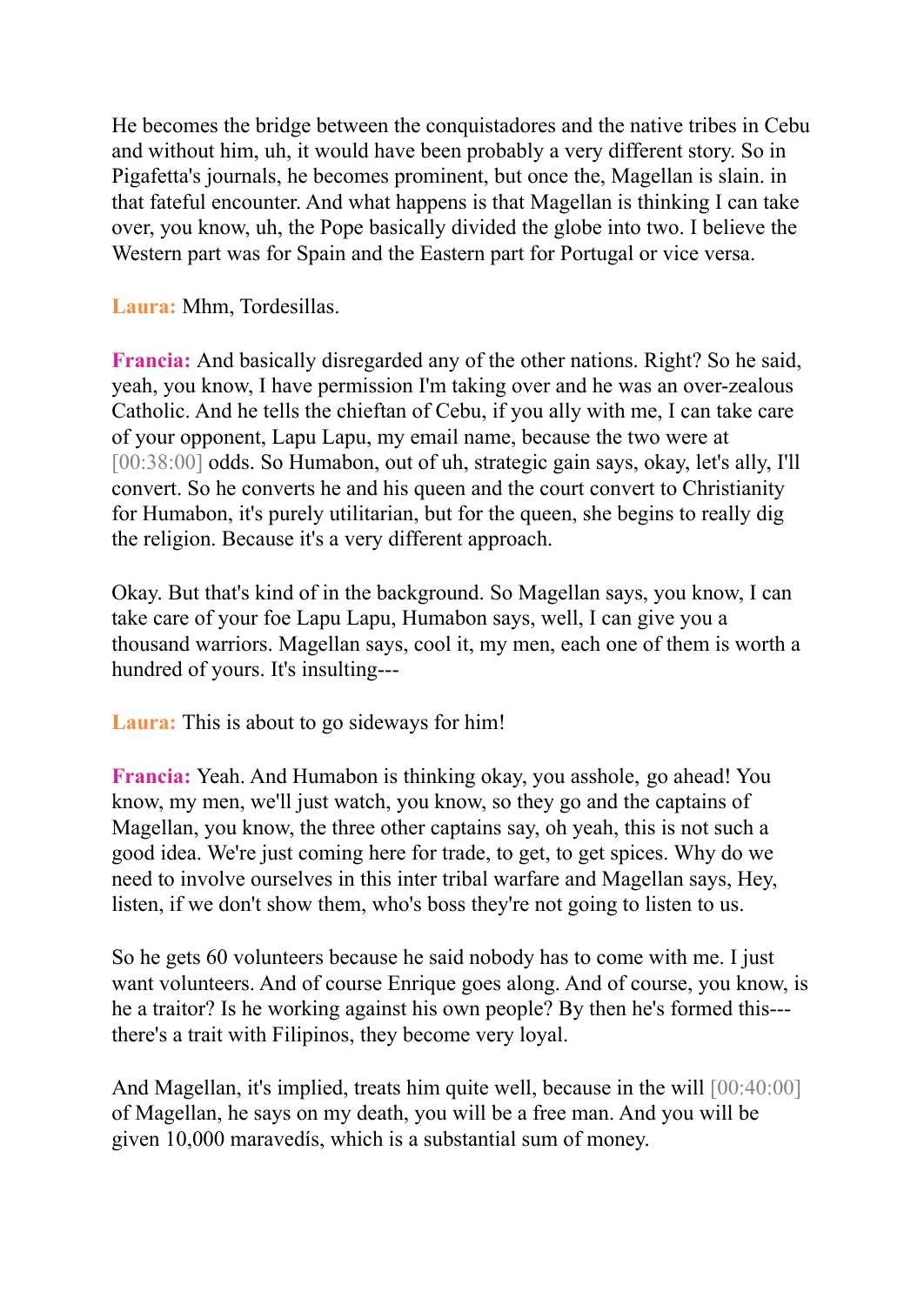He becomes the bridge between the conquistadores and the native tribes in Cebu and without him, uh, it would have been probably a very different story. So in Pigafetta's journals, he becomes prominent, but once the, Magellan is slain. in that fateful encounter. And what happens is that Magellan is thinking I can take over, you know, uh, the Pope basically divided the globe into two. I believe the Western part was for Spain and the Eastern part for Portugal or vice versa.

**Laura:** Mhm, Tordesillas.

**Francia:** And basically disregarded any of the other nations. Right? So he said, yeah, you know, I have permission I'm taking over and he was an over-zealous Catholic. And he tells the chieftan of Cebu, if you ally with me, I can take care of your opponent, Lapu Lapu, my email name, because the two were at [00:38:00] odds. So Humabon, out of uh, strategic gain says, okay, let's ally, I'll convert. So he converts he and his queen and the court convert to Christianity for Humabon, it's purely utilitarian, but for the queen, she begins to really dig the religion. Because it's a very different approach.

Okay. But that's kind of in the background. So Magellan says, you know, I can take care of your foe Lapu Lapu, Humabon says, well, I can give you a thousand warriors. Magellan says, cool it, my men, each one of them is worth a hundred of yours. It's insulting---

**Laura:** This is about to go sideways for him!

**Francia:** Yeah. And Humabon is thinking okay, you asshole, go ahead! You know, my men, we'll just watch, you know, so they go and the captains of Magellan, you know, the three other captains say, oh yeah, this is not such a good idea. We're just coming here for trade, to get, to get spices. Why do we need to involve ourselves in this inter tribal warfare and Magellan says, Hey, listen, if we don't show them, who's boss they're not going to listen to us.

So he gets 60 volunteers because he said nobody has to come with me. I just want volunteers. And of course Enrique goes along. And of course, you know, is he a traitor? Is he working against his own people? By then he's formed this--- there's a trait with Filipinos, they become very loyal.

And Magellan, it's implied, treats him quite well, because in the will [00:40:00] of Magellan, he says on my death, you will be a free man. And you will be given 10,000 maravedís, which is a substantial sum of money.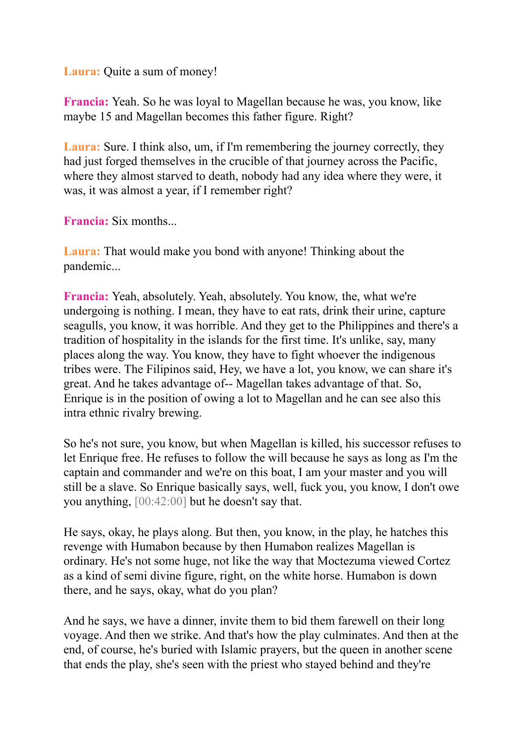**Laura:** Quite a sum of money!

**Francia:** Yeah. So he was loyal to Magellan because he was, you know, like maybe 15 and Magellan becomes this father figure. Right?

**Laura:** Sure. I think also, um, if I'm remembering the journey correctly, they had just forged themselves in the crucible of that journey across the Pacific, where they almost starved to death, nobody had any idea where they were, it was, it was almost a year, if I remember right?

**Francia:** Six months...

**Laura:** That would make you bond with anyone! Thinking about the pandemic...

**Francia:** Yeah, absolutely. Yeah, absolutely. You know, the, what we're undergoing is nothing. I mean, they have to eat rats, drink their urine, capture seagulls, you know, it was horrible. And they get to the Philippines and there's a tradition of hospitality in the islands for the first time. It's unlike, say, many places along the way. You know, they have to fight whoever the indigenous tribes were. The Filipinos said, Hey, we have a lot, you know, we can share it's great. And he takes advantage of-- Magellan takes advantage of that. So, Enrique is in the position of owing a lot to Magellan and he can see also this intra ethnic rivalry brewing.

So he's not sure, you know, but when Magellan is killed, his successor refuses to let Enrique free. He refuses to follow the will because he says as long as I'm the captain and commander and we're on this boat, I am your master and you will still be a slave. So Enrique basically says, well, fuck you, you know, I don't owe you anything, [00:42:00] but he doesn't say that.

He says, okay, he plays along. But then, you know, in the play, he hatches this revenge with Humabon because by then Humabon realizes Magellan is ordinary. He's not some huge, not like the way that Moctezuma viewed Cortez as a kind of semi divine figure, right, on the white horse. Humabon is down there, and he says, okay, what do you plan?

And he says, we have a dinner, invite them to bid them farewell on their long voyage. And then we strike. And that's how the play culminates. And then at the end, of course, he's buried with Islamic prayers, but the queen in another scene that ends the play, she's seen with the priest who stayed behind and they're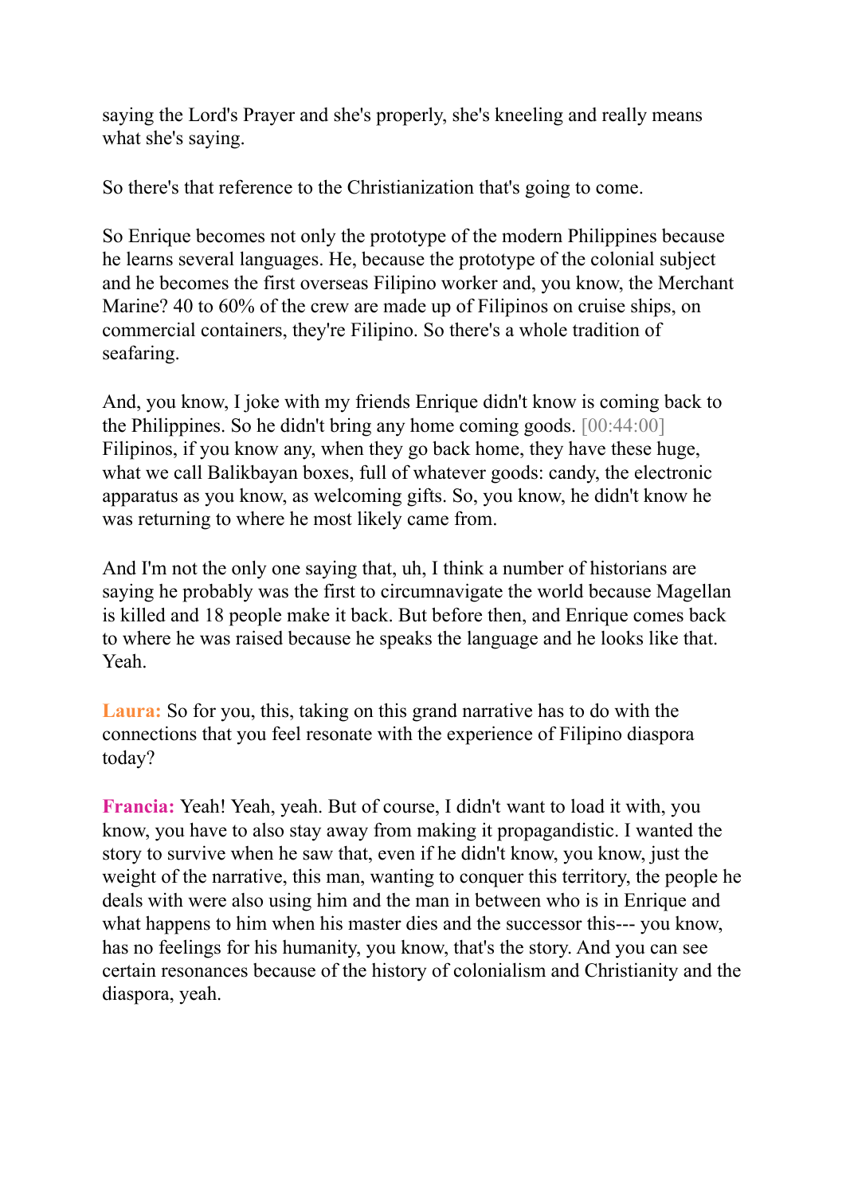saying the Lord's Prayer and she's properly, she's kneeling and really means what she's saying.

So there's that reference to the Christianization that's going to come.

So Enrique becomes not only the prototype of the modern Philippines because he learns several languages. He, because the prototype of the colonial subject and he becomes the first overseas Filipino worker and, you know, the Merchant Marine? 40 to 60% of the crew are made up of Filipinos on cruise ships, on commercial containers, they're Filipino. So there's a whole tradition of seafaring.

And, you know, I joke with my friends Enrique didn't know is coming back to the Philippines. So he didn't bring any home coming goods. [00:44:00] Filipinos, if you know any, when they go back home, they have these huge, what we call Balikbayan boxes, full of whatever goods: candy, the electronic apparatus as you know, as welcoming gifts. So, you know, he didn't know he was returning to where he most likely came from.

And I'm not the only one saying that, uh, I think a number of historians are saying he probably was the first to circumnavigate the world because Magellan is killed and 18 people make it back. But before then, and Enrique comes back to where he was raised because he speaks the language and he looks like that. Yeah.

**Laura:** So for you, this, taking on this grand narrative has to do with the connections that you feel resonate with the experience of Filipino diaspora today?

**Francia:** Yeah! Yeah, yeah. But of course, I didn't want to load it with, you know, you have to also stay away from making it propagandistic. I wanted the story to survive when he saw that, even if he didn't know, you know, just the weight of the narrative, this man, wanting to conquer this territory, the people he deals with were also using him and the man in between who is in Enrique and what happens to him when his master dies and the successor this--- you know, has no feelings for his humanity, you know, that's the story. And you can see certain resonances because of the history of colonialism and Christianity and the diaspora, yeah.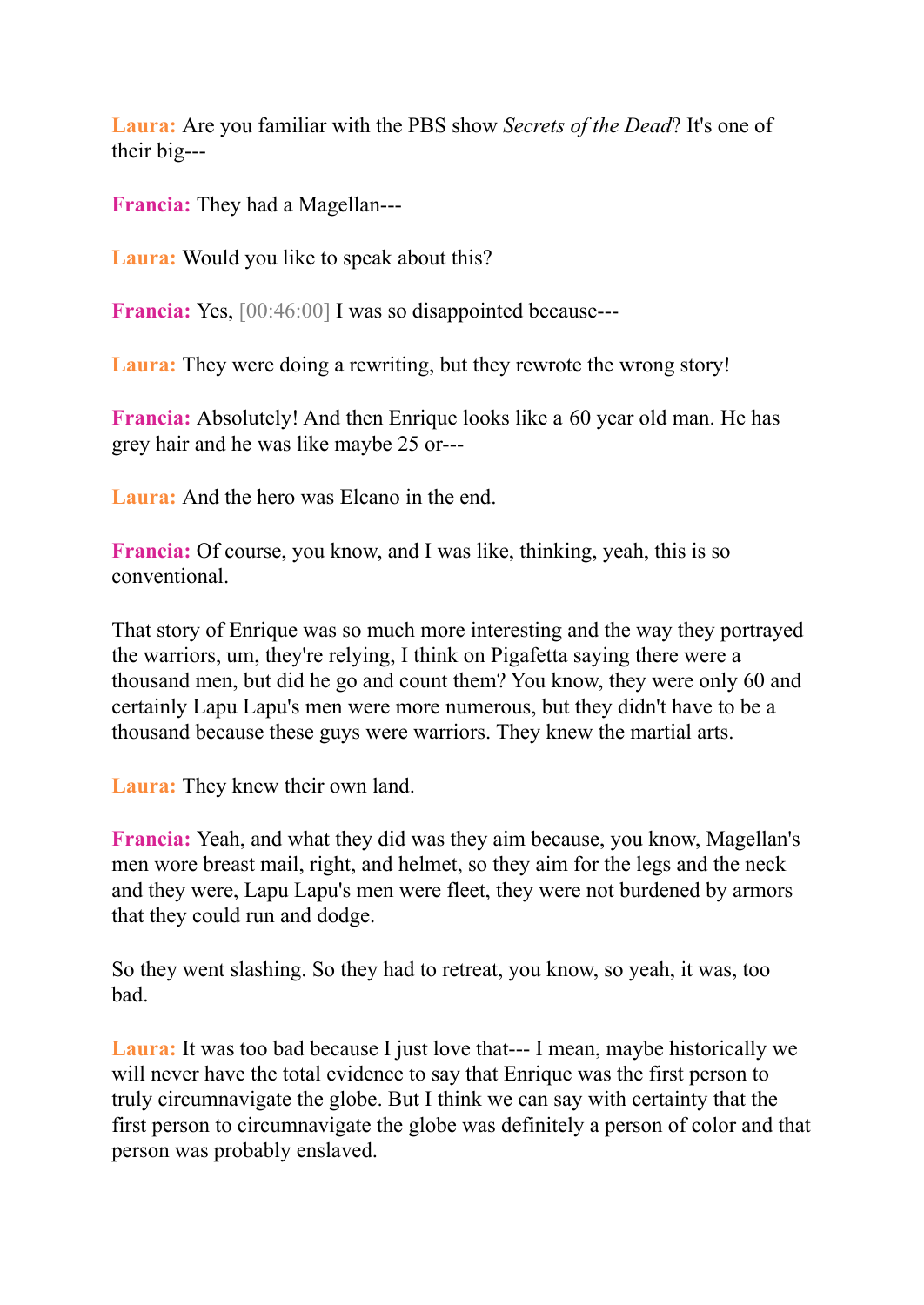**Laura:** Are you familiar with the PBS show *Secrets of the Dead*? It's one of their big---

**Francia:** They had a Magellan---

**Laura:** Would you like to speak about this?

**Francia:** Yes, [00:46:00] I was so disappointed because---

**Laura:** They were doing a rewriting, but they rewrote the wrong story!

**Francia:** Absolutely! And then Enrique looks like a 60 year old man. He has grey hair and he was like maybe 25 or---

**Laura:** And the hero was Elcano in the end.

**Francia:** Of course, you know, and I was like, thinking, yeah, this is so conventional.

That story of Enrique was so much more interesting and the way they portrayed the warriors, um, they're relying, I think on Pigafetta saying there were a thousand men, but did he go and count them? You know, they were only 60 and certainly Lapu Lapu's men were more numerous, but they didn't have to be a thousand because these guys were warriors. They knew the martial arts.

**Laura:** They knew their own land.

**Francia:** Yeah, and what they did was they aim because, you know, Magellan's men wore breast mail, right, and helmet, so they aim for the legs and the neck and they were, Lapu Lapu's men were fleet, they were not burdened by armors that they could run and dodge.

So they went slashing. So they had to retreat, you know, so yeah, it was, too bad.

**Laura:** It was too bad because I just love that--- I mean, maybe historically we will never have the total evidence to say that Enrique was the first person to truly circumnavigate the globe. But I think we can say with certainty that the first person to circumnavigate the globe was definitely a person of color and that person was probably enslaved.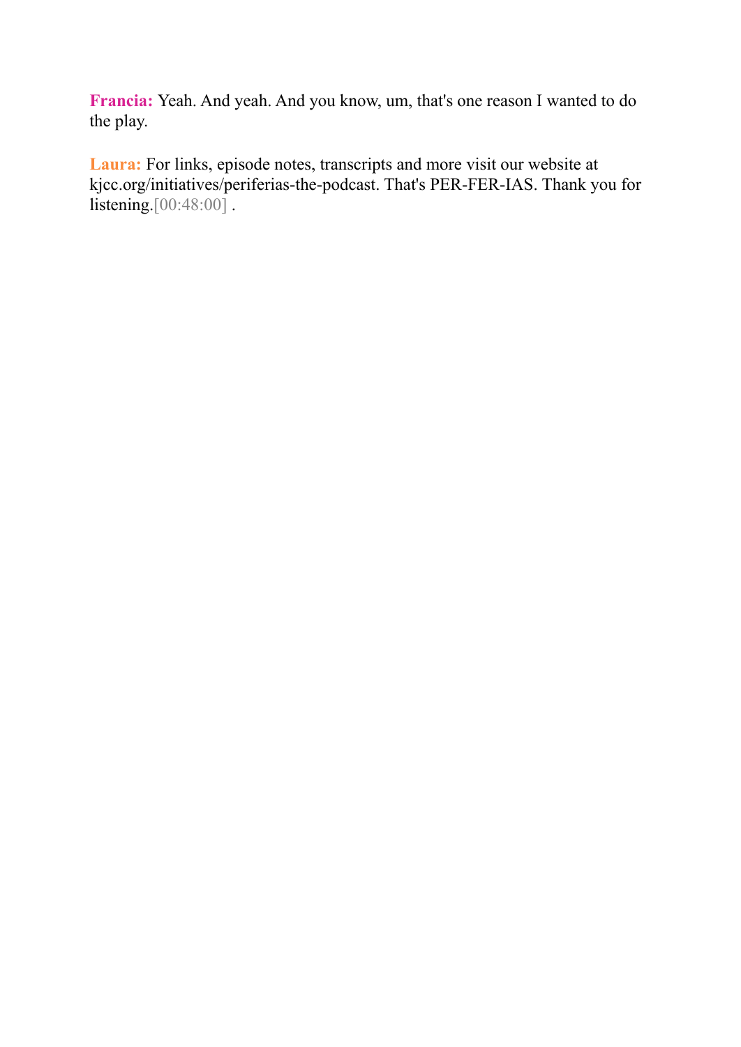**Francia:** Yeah. And yeah. And you know, um, that's one reason I wanted to do the play.

**Laura:** For links, episode notes, transcripts and more visit our website at kjcc.org/initiatives/periferias-the-podcast. That's PER-FER-IAS. Thank you for listening.[00:48:00] .